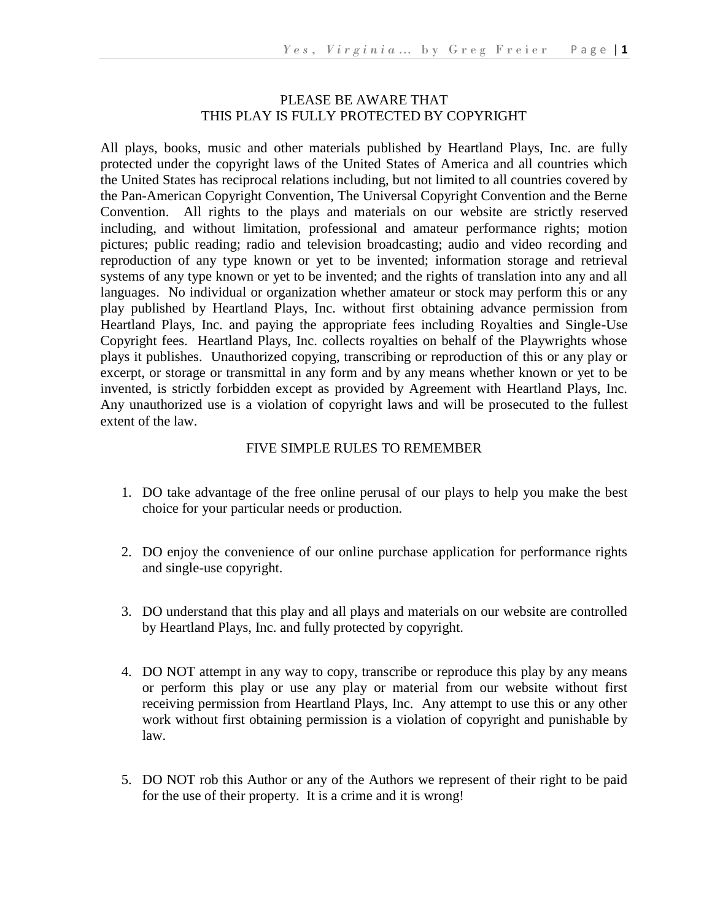## PLEASE BE AWARE THAT
## THIS PLAY IS FULLY PROTECTED BY COPYRIGHT

All plays, books, music and other materials published by Heartland Plays, Inc. are fully protected under the copyright laws of the United States of America and all countries which the United States has reciprocal relations including, but not limited to all countries covered by the Pan-American Copyright Convention, The Universal Copyright Convention and the Berne Convention. All rights to the plays and materials on our website are strictly reserved including, and without limitation, professional and amateur performance rights; motion pictures; public reading; radio and television broadcasting; audio and video recording and reproduction of any type known or yet to be invented; information storage and retrieval systems of any type known or yet to be invented; and the rights of translation into any and all languages. No individual or organization whether amateur or stock may perform this or any play published by Heartland Plays, Inc. without first obtaining advance permission from Heartland Plays, Inc. and paying the appropriate fees including Royalties and Single-Use Copyright fees. Heartland Plays, Inc. collects royalties on behalf of the Playwrights whose plays it publishes. Unauthorized copying, transcribing or reproduction of this or any play or excerpt, or storage or transmittal in any form and by any means whether known or yet to be invented, is strictly forbidden except as provided by Agreement with Heartland Plays, Inc. Any unauthorized use is a violation of copyright laws and will be prosecuted to the fullest extent of the law.

## FIVE SIMPLE RULES TO REMEMBER

1. DO take advantage of the free online perusal of our plays to help you make the best choice for your particular needs or production.

2. DO enjoy the convenience of our online purchase application for performance rights and single-use copyright.

3. DO understand that this play and all plays and materials on our website are controlled by Heartland Plays, Inc. and fully protected by copyright.

4. DO NOT attempt in any way to copy, transcribe or reproduce this play by any means or perform this play or use any play or material from our website without first receiving permission from Heartland Plays, Inc. Any attempt to use this or any other work without first obtaining permission is a violation of copyright and punishable by law.

5. DO NOT rob this Author or any of the Authors we represent of their right to be paid for the use of their property. It is a crime and it is wrong!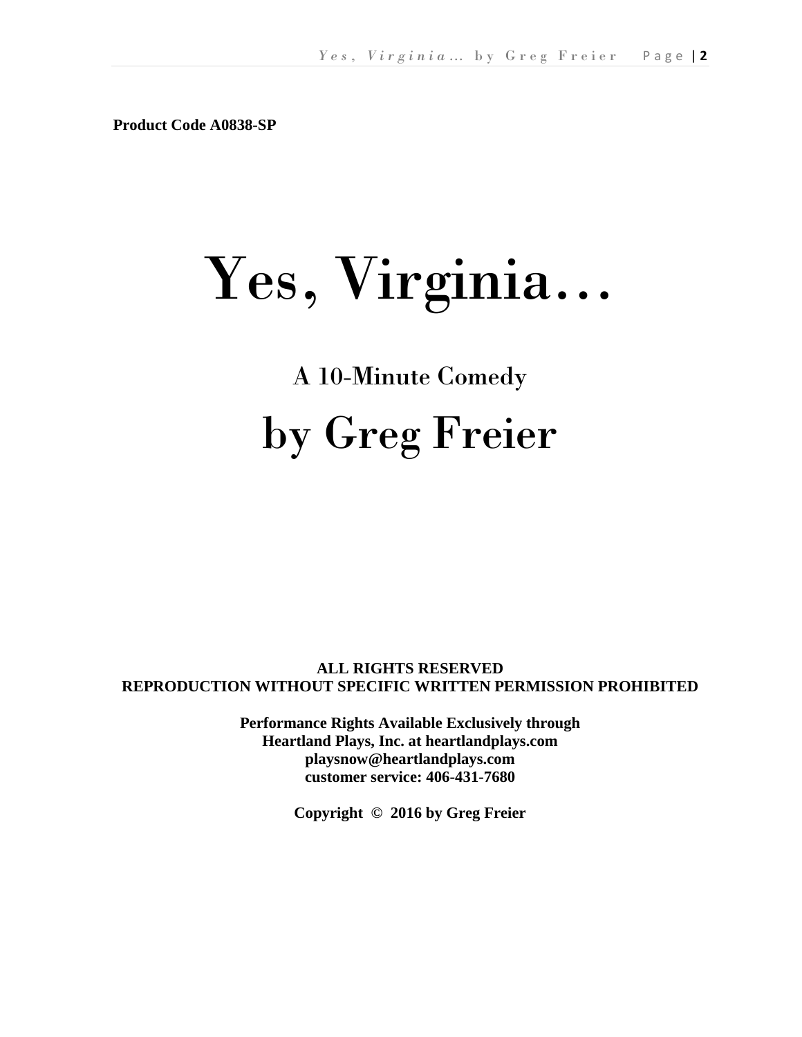**Product Code A0838-SP**

# Yes, Virginia…

## A 10-Minute Comedy

# by Greg Freier

**ALL RIGHTS RESERVED**
**REPRODUCTION WITHOUT SPECIFIC WRITTEN PERMISSION PROHIBITED**

**Performance Rights Available Exclusively through**
**Heartland Plays, Inc. at heartlandplays.com**
**playsnow@heartlandplays.com**
**customer service: 406-431-7680**

**Copyright © 2016 by Greg Freier**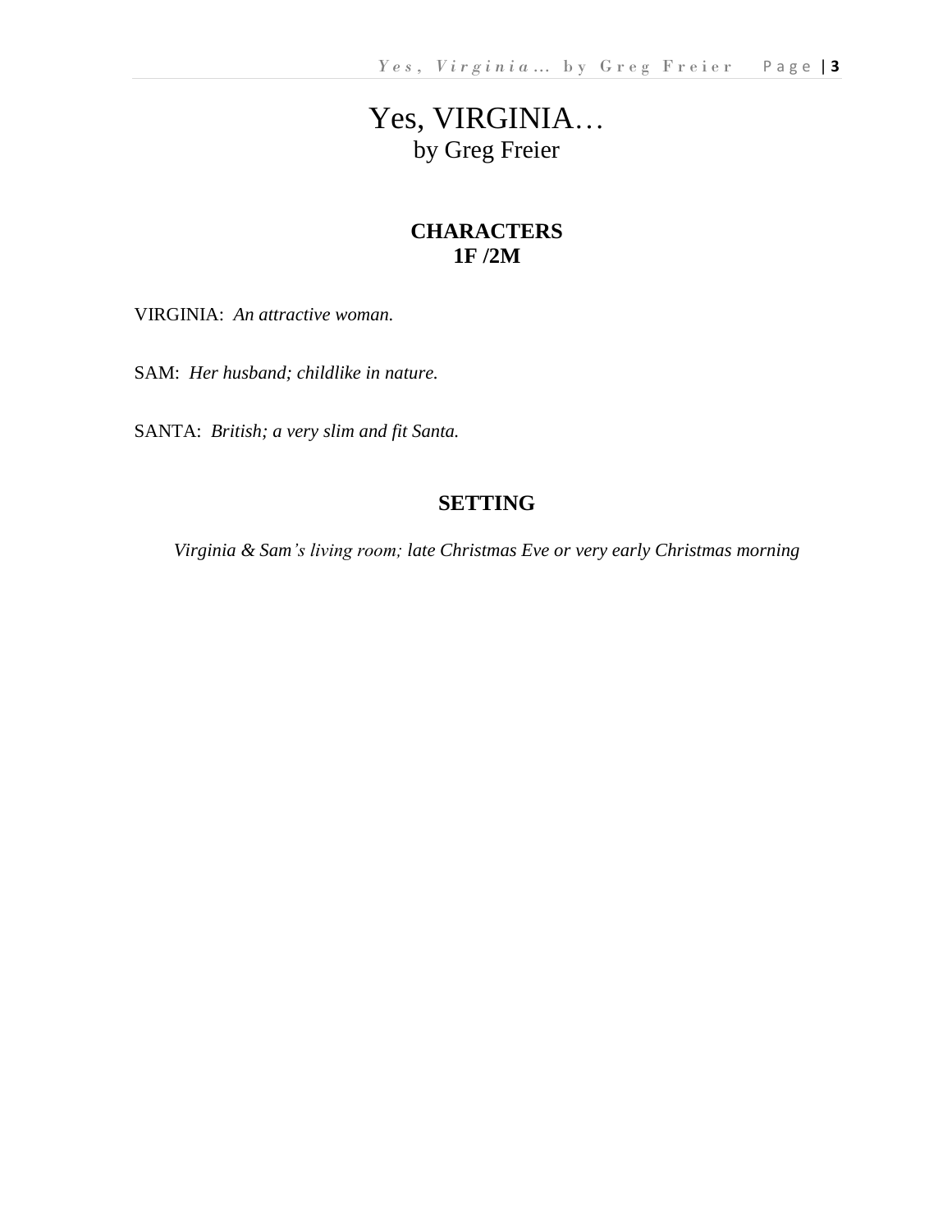# Yes, VIRGINIA…

by Greg Freier

## CHARACTERS
## 1F /2M

VIRGINIA: *An attractive woman.*

SAM: *Her husband; childlike in nature.*

SANTA: *British; a very slim and fit Santa.*

## SETTING

*Virginia & Sam's living room; late Christmas Eve or very early Christmas morning*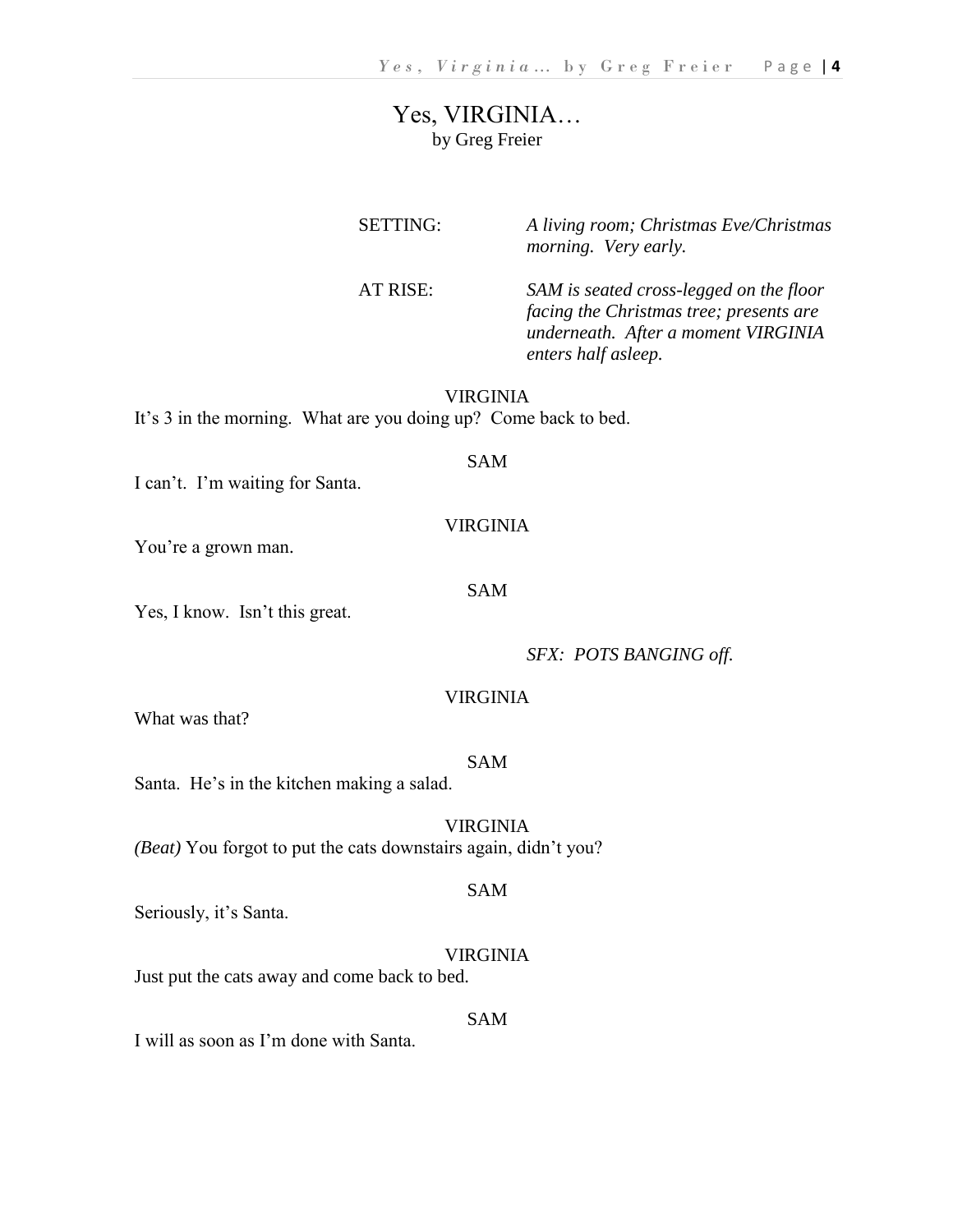# Yes, VIRGINIA…

by Greg Freier

SETTING: *A living room; Christmas Eve/Christmas morning. Very early.*

AT RISE: *SAM is seated cross-legged on the floor facing the Christmas tree; presents are underneath. After a moment VIRGINIA enters half asleep.*

VIRGINIA

It's 3 in the morning. What are you doing up? Come back to bed.

SAM

I can't. I'm waiting for Santa.

VIRGINIA

You're a grown man.

SAM

Yes, I know. Isn't this great.

*SFX: POTS BANGING off.*

VIRGINIA

What was that?

SAM

Santa. He's in the kitchen making a salad.

VIRGINIA

*(Beat)* You forgot to put the cats downstairs again, didn't you?

SAM

Seriously, it's Santa.

VIRGINIA

Just put the cats away and come back to bed.

SAM

I will as soon as I'm done with Santa.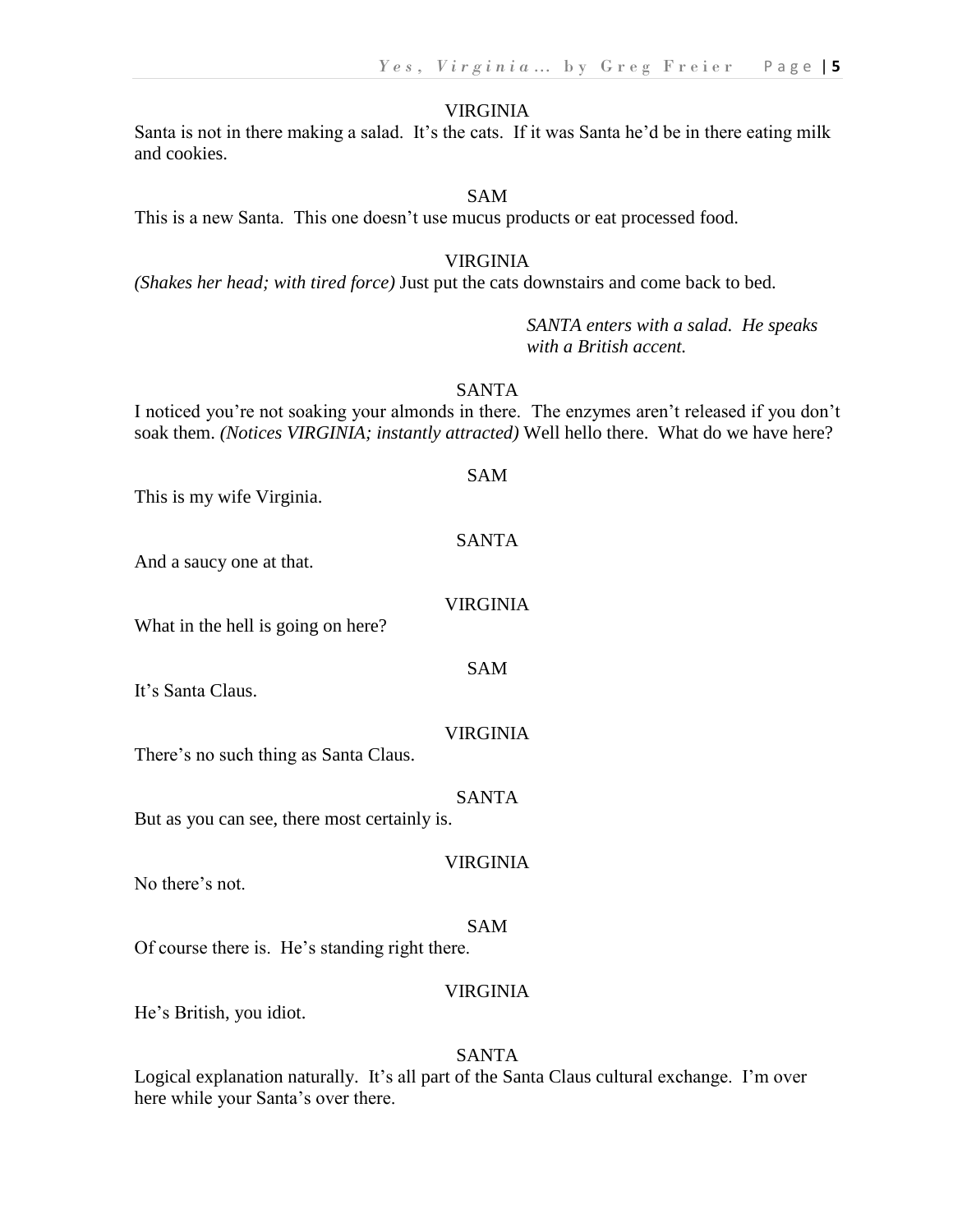VIRGINIA

Santa is not in there making a salad. It's the cats. If it was Santa he'd be in there eating milk and cookies.

SAM

This is a new Santa. This one doesn't use mucus products or eat processed food.

VIRGINIA

*(Shakes her head; with tired force)* Just put the cats downstairs and come back to bed.

*SANTA enters with a salad. He speaks with a British accent.*

SANTA

I noticed you're not soaking your almonds in there. The enzymes aren't released if you don't soak them. *(Notices VIRGINIA; instantly attracted)* Well hello there. What do we have here?

SAM

This is my wife Virginia.

SANTA

And a saucy one at that.

VIRGINIA

What in the hell is going on here?

SAM

It's Santa Claus.

VIRGINIA

There's no such thing as Santa Claus.

SANTA

But as you can see, there most certainly is.

VIRGINIA

No there's not.

SAM

Of course there is. He's standing right there.

VIRGINIA

He's British, you idiot.

SANTA

Logical explanation naturally. It's all part of the Santa Claus cultural exchange. I'm over here while your Santa's over there.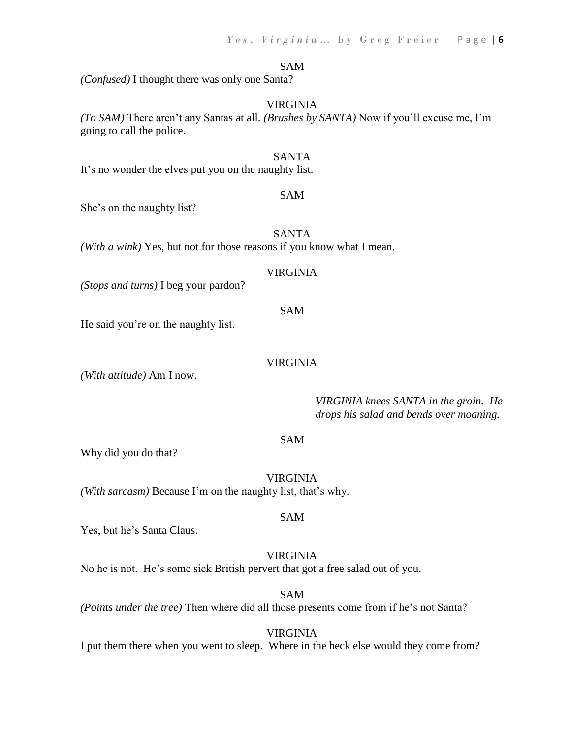SAM

*(Confused)* I thought there was only one Santa?

VIRGINIA

*(To SAM)* There aren't any Santas at all. *(Brushes by SANTA)* Now if you'll excuse me, I'm going to call the police.

SANTA

It's no wonder the elves put you on the naughty list.

SAM

She's on the naughty list?

SANTA

*(With a wink)* Yes, but not for those reasons if you know what I mean.

VIRGINIA

*(Stops and turns)* I beg your pardon?

SAM

He said you're on the naughty list.

VIRGINIA

*(With attitude)* Am I now.

*VIRGINIA knees SANTA in the groin. He drops his salad and bends over moaning.*

SAM

Why did you do that?

VIRGINIA

*(With sarcasm)* Because I'm on the naughty list, that's why.

SAM

Yes, but he's Santa Claus.

VIRGINIA

No he is not. He's some sick British pervert that got a free salad out of you.

SAM

*(Points under the tree)* Then where did all those presents come from if he's not Santa?

VIRGINIA

I put them there when you went to sleep. Where in the heck else would they come from?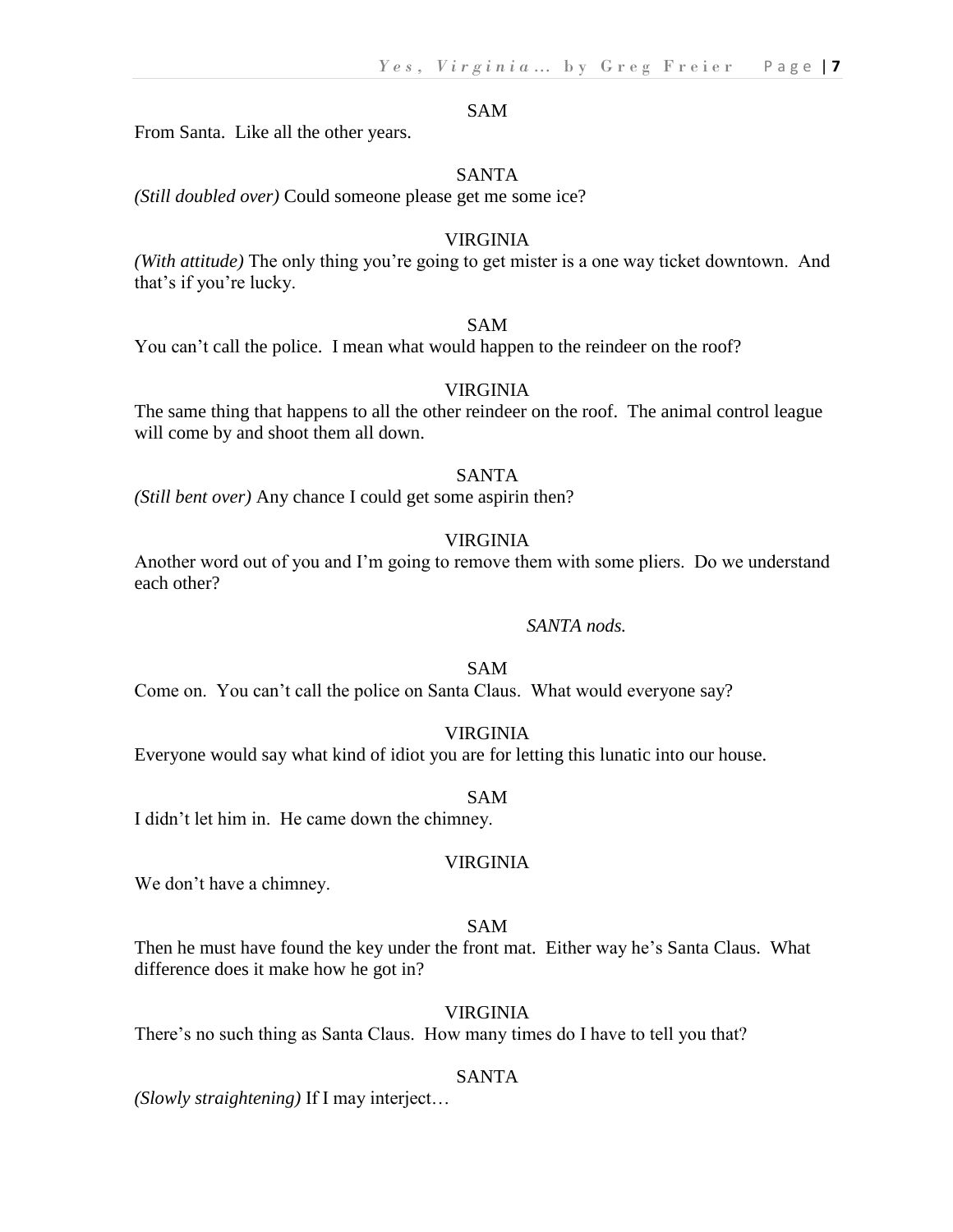SAM

From Santa. Like all the other years.

SANTA

*(Still doubled over)* Could someone please get me some ice?

VIRGINIA

*(With attitude)* The only thing you're going to get mister is a one way ticket downtown. And that's if you're lucky.

SAM

You can't call the police. I mean what would happen to the reindeer on the roof?

VIRGINIA

The same thing that happens to all the other reindeer on the roof. The animal control league will come by and shoot them all down.

SANTA

*(Still bent over)* Any chance I could get some aspirin then?

VIRGINIA

Another word out of you and I'm going to remove them with some pliers. Do we understand each other?

*SANTA nods.*

SAM

Come on. You can't call the police on Santa Claus. What would everyone say?

VIRGINIA

Everyone would say what kind of idiot you are for letting this lunatic into our house.

SAM

I didn't let him in. He came down the chimney.

VIRGINIA

We don't have a chimney.

SAM

Then he must have found the key under the front mat. Either way he's Santa Claus. What difference does it make how he got in?

VIRGINIA

There's no such thing as Santa Claus. How many times do I have to tell you that?

SANTA

*(Slowly straightening)* If I may interject…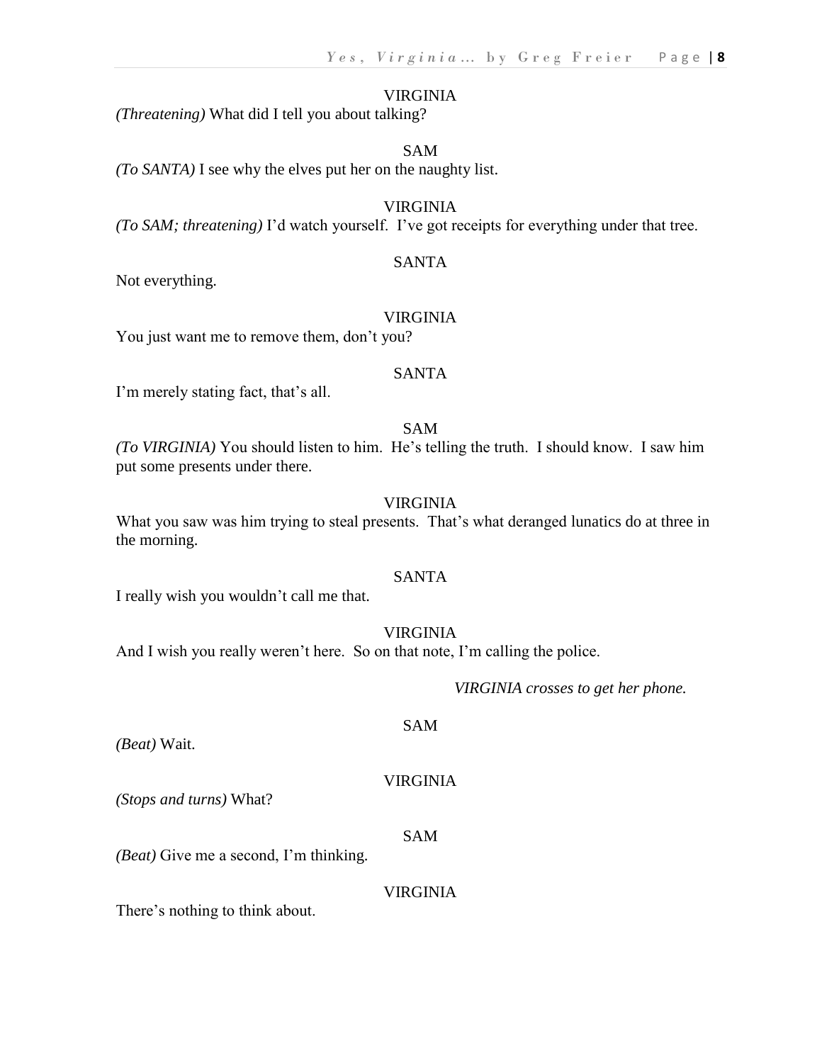VIRGINIA

*(Threatening)* What did I tell you about talking?

SAM

*(To SANTA)* I see why the elves put her on the naughty list.

VIRGINIA

*(To SAM; threatening)* I'd watch yourself. I've got receipts for everything under that tree.

SANTA

Not everything.

VIRGINIA

You just want me to remove them, don't you?

SANTA

I'm merely stating fact, that's all.

SAM

*(To VIRGINIA)* You should listen to him. He's telling the truth. I should know. I saw him put some presents under there.

VIRGINIA

What you saw was him trying to steal presents. That's what deranged lunatics do at three in the morning.

SANTA

I really wish you wouldn't call me that.

VIRGINIA

And I wish you really weren't here. So on that note, I'm calling the police.

*VIRGINIA crosses to get her phone.*

SAM

*(Beat)* Wait.

VIRGINIA

*(Stops and turns)* What?

SAM

*(Beat)* Give me a second, I'm thinking.

VIRGINIA

There's nothing to think about.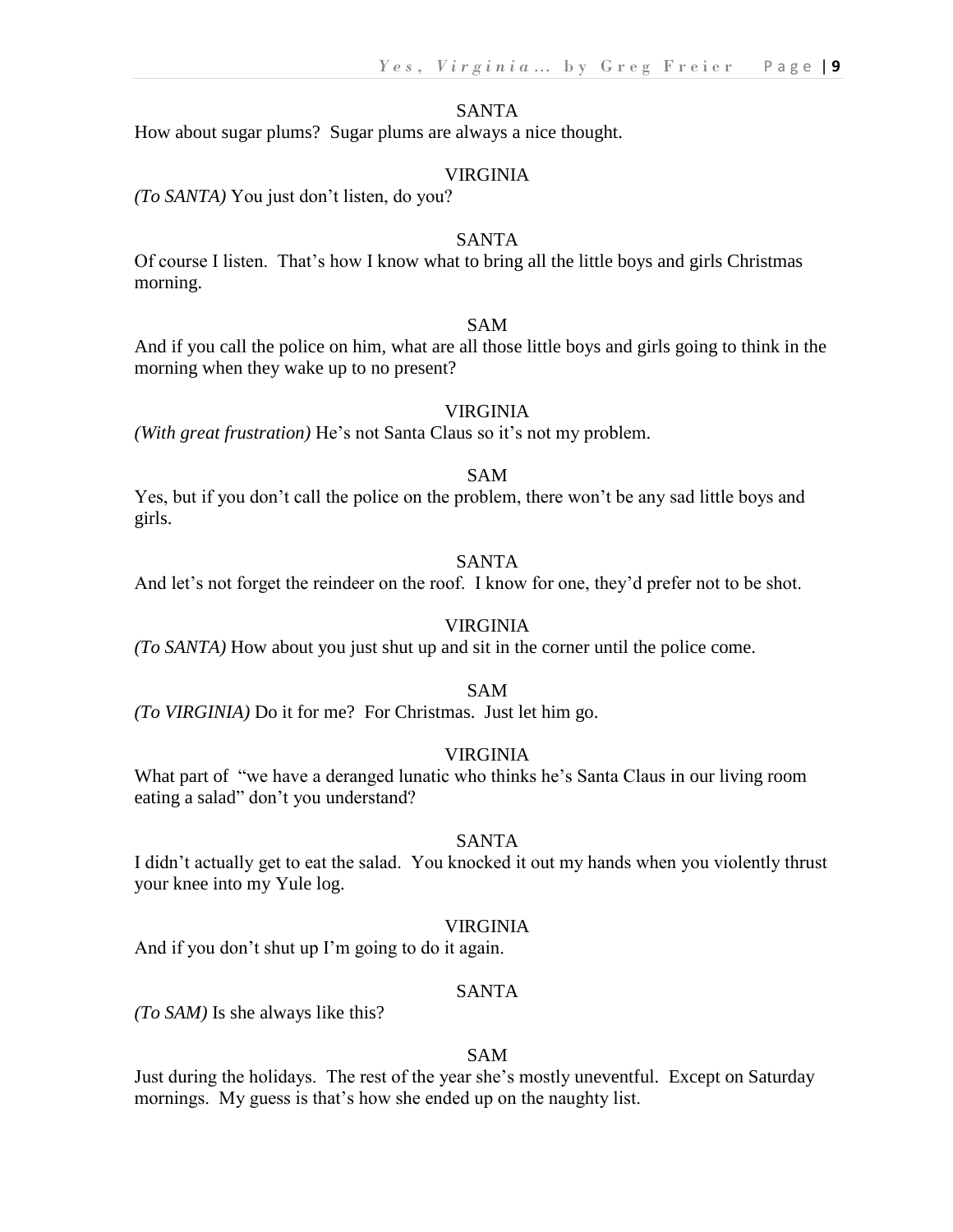SANTA

How about sugar plums? Sugar plums are always a nice thought.

VIRGINIA

*(To SANTA)* You just don't listen, do you?

SANTA

Of course I listen. That's how I know what to bring all the little boys and girls Christmas morning.

SAM

And if you call the police on him, what are all those little boys and girls going to think in the morning when they wake up to no present?

VIRGINIA

*(With great frustration)* He's not Santa Claus so it's not my problem.

SAM

Yes, but if you don't call the police on the problem, there won't be any sad little boys and girls.

SANTA

And let's not forget the reindeer on the roof. I know for one, they'd prefer not to be shot.

VIRGINIA

*(To SANTA)* How about you just shut up and sit in the corner until the police come.

SAM

*(To VIRGINIA)* Do it for me? For Christmas. Just let him go.

VIRGINIA

What part of "we have a deranged lunatic who thinks he's Santa Claus in our living room eating a salad" don't you understand?

SANTA

I didn't actually get to eat the salad. You knocked it out my hands when you violently thrust your knee into my Yule log.

VIRGINIA

And if you don't shut up I'm going to do it again.

SANTA

*(To SAM)* Is she always like this?

SAM

Just during the holidays. The rest of the year she's mostly uneventful. Except on Saturday mornings. My guess is that's how she ended up on the naughty list.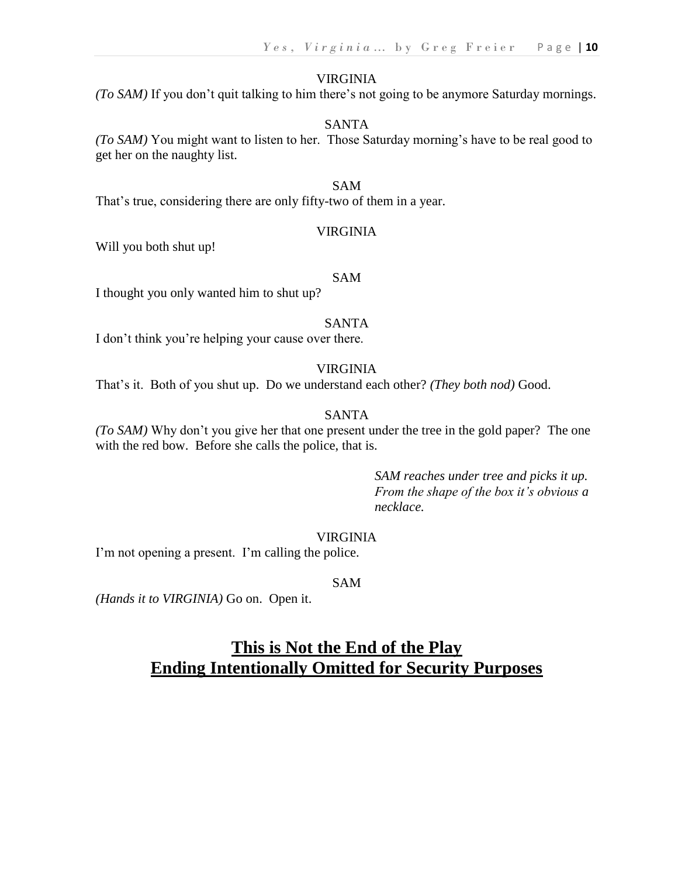VIRGINIA

*(To SAM)* If you don't quit talking to him there's not going to be anymore Saturday mornings.

SANTA

*(To SAM)* You might want to listen to her. Those Saturday morning's have to be real good to get her on the naughty list.

SAM

That's true, considering there are only fifty-two of them in a year.

VIRGINIA

Will you both shut up!

SAM

I thought you only wanted him to shut up?

SANTA

I don't think you're helping your cause over there.

VIRGINIA

That's it. Both of you shut up. Do we understand each other? *(They both nod)* Good.

SANTA

*(To SAM)* Why don't you give her that one present under the tree in the gold paper? The one with the red bow. Before she calls the police, that is.

*SAM reaches under tree and picks it up. From the shape of the box it's obvious a necklace.*

VIRGINIA

I'm not opening a present. I'm calling the police.

SAM

*(Hands it to VIRGINIA)* Go on. Open it.

## **This is Not the End of the Play**
## **Ending Intentionally Omitted for Security Purposes**